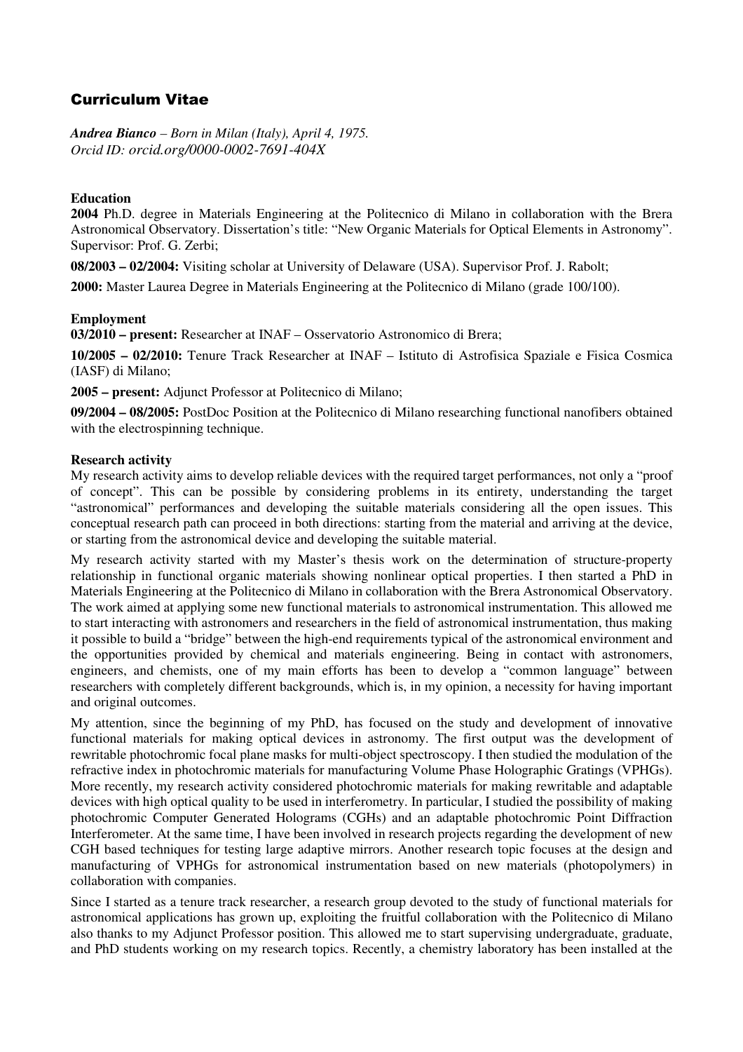# Curriculum Vitae

***Andrea Bianco*** *– Born in Milan (Italy), April 4, 1975.*
*Orcid ID: orcid.org/0000-0002-7691-404X*

**Education**

**2004** Ph.D. degree in Materials Engineering at the Politecnico di Milano in collaboration with the Brera Astronomical Observatory. Dissertation's title: "New Organic Materials for Optical Elements in Astronomy". Supervisor: Prof. G. Zerbi;

**08/2003 – 02/2004:** Visiting scholar at University of Delaware (USA). Supervisor Prof. J. Rabolt;

**2000:** Master Laurea Degree in Materials Engineering at the Politecnico di Milano (grade 100/100).

**Employment**

**03/2010 – present:** Researcher at INAF – Osservatorio Astronomico di Brera;

**10/2005 – 02/2010:** Tenure Track Researcher at INAF – Istituto di Astrofisica Spaziale e Fisica Cosmica (IASF) di Milano;

**2005 – present:** Adjunct Professor at Politecnico di Milano;

**09/2004 – 08/2005:** PostDoc Position at the Politecnico di Milano researching functional nanofibers obtained with the electrospinning technique.

**Research activity**

My research activity aims to develop reliable devices with the required target performances, not only a "proof of concept". This can be possible by considering problems in its entirety, understanding the target "astronomical" performances and developing the suitable materials considering all the open issues. This conceptual research path can proceed in both directions: starting from the material and arriving at the device, or starting from the astronomical device and developing the suitable material.

My research activity started with my Master's thesis work on the determination of structure-property relationship in functional organic materials showing nonlinear optical properties. I then started a PhD in Materials Engineering at the Politecnico di Milano in collaboration with the Brera Astronomical Observatory. The work aimed at applying some new functional materials to astronomical instrumentation. This allowed me to start interacting with astronomers and researchers in the field of astronomical instrumentation, thus making it possible to build a "bridge" between the high-end requirements typical of the astronomical environment and the opportunities provided by chemical and materials engineering. Being in contact with astronomers, engineers, and chemists, one of my main efforts has been to develop a "common language" between researchers with completely different backgrounds, which is, in my opinion, a necessity for having important and original outcomes.

My attention, since the beginning of my PhD, has focused on the study and development of innovative functional materials for making optical devices in astronomy. The first output was the development of rewritable photochromic focal plane masks for multi-object spectroscopy. I then studied the modulation of the refractive index in photochromic materials for manufacturing Volume Phase Holographic Gratings (VPHGs). More recently, my research activity considered photochromic materials for making rewritable and adaptable devices with high optical quality to be used in interferometry. In particular, I studied the possibility of making photochromic Computer Generated Holograms (CGHs) and an adaptable photochromic Point Diffraction Interferometer. At the same time, I have been involved in research projects regarding the development of new CGH based techniques for testing large adaptive mirrors. Another research topic focuses at the design and manufacturing of VPHGs for astronomical instrumentation based on new materials (photopolymers) in collaboration with companies.

Since I started as a tenure track researcher, a research group devoted to the study of functional materials for astronomical applications has grown up, exploiting the fruitful collaboration with the Politecnico di Milano also thanks to my Adjunct Professor position. This allowed me to start supervising undergraduate, graduate, and PhD students working on my research topics. Recently, a chemistry laboratory has been installed at the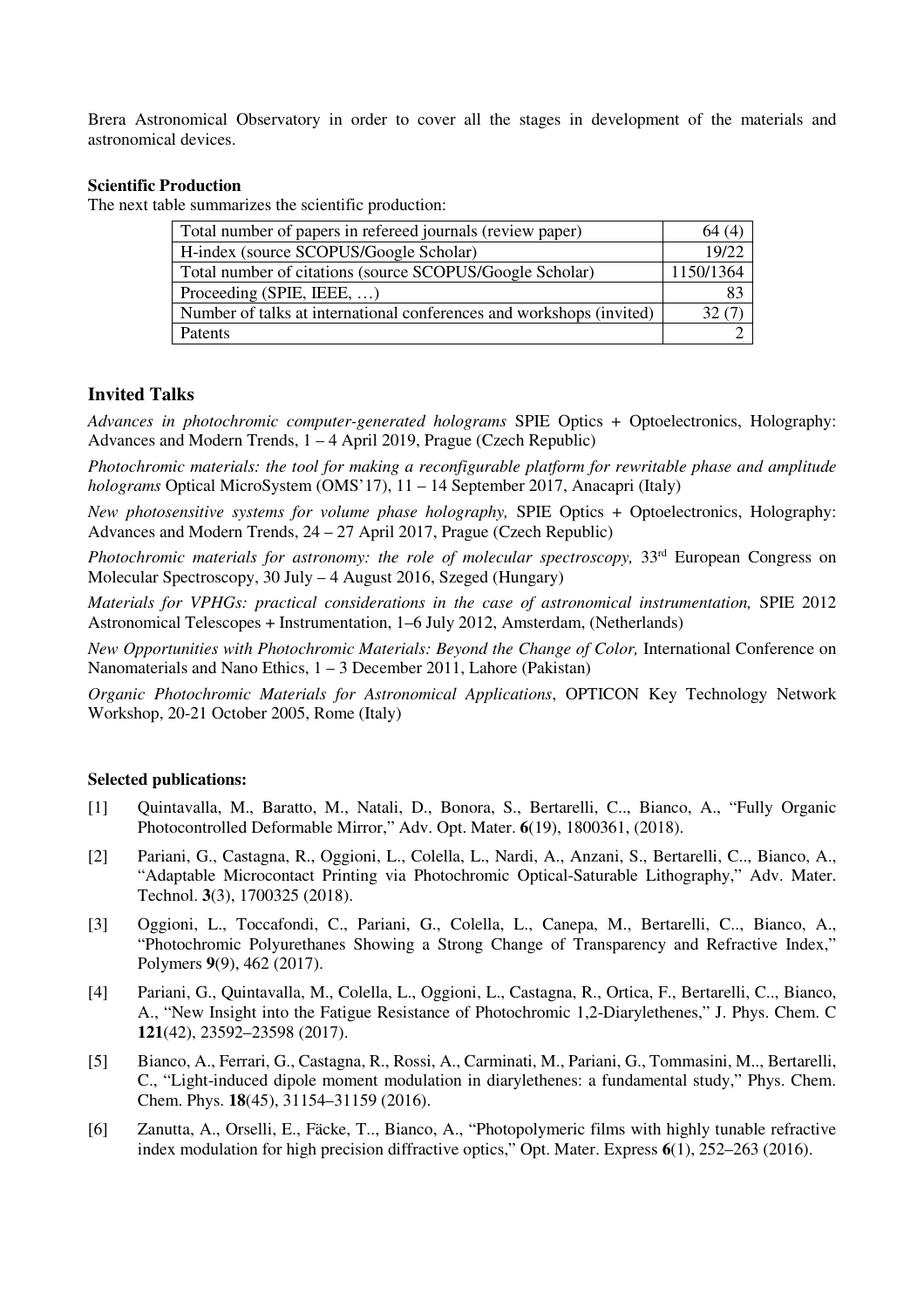Brera Astronomical Observatory in order to cover all the stages in development of the materials and astronomical devices.

**Scientific Production**

The next table summarizes the scientific production:

| | |
|---|---|
| Total number of papers in refereed journals (review paper) | 64 (4) |
| H-index (source SCOPUS/Google Scholar) | 19/22 |
| Total number of citations (source SCOPUS/Google Scholar) | 1150/1364 |
| Proceeding (SPIE, IEEE, …) | 83 |
| Number of talks at international conferences and workshops (invited) | 32 (7) |
| Patents | 2 |

## Invited Talks

*Advances in photochromic computer-generated holograms* SPIE Optics + Optoelectronics, Holography: Advances and Modern Trends, 1 – 4 April 2019, Prague (Czech Republic)

*Photochromic materials: the tool for making a reconfigurable platform for rewritable phase and amplitude holograms* Optical MicroSystem (OMS'17), 11 – 14 September 2017, Anacapri (Italy)

*New photosensitive systems for volume phase holography,* SPIE Optics + Optoelectronics, Holography: Advances and Modern Trends, 24 – 27 April 2017, Prague (Czech Republic)

*Photochromic materials for astronomy: the role of molecular spectroscopy,* 33rd European Congress on Molecular Spectroscopy, 30 July – 4 August 2016, Szeged (Hungary)

*Materials for VPHGs: practical considerations in the case of astronomical instrumentation,* SPIE 2012 Astronomical Telescopes + Instrumentation, 1–6 July 2012, Amsterdam, (Netherlands)

*New Opportunities with Photochromic Materials: Beyond the Change of Color,* International Conference on Nanomaterials and Nano Ethics, 1 – 3 December 2011, Lahore (Pakistan)

*Organic Photochromic Materials for Astronomical Applications*, OPTICON Key Technology Network Workshop, 20-21 October 2005, Rome (Italy)

**Selected publications:**

[1] Quintavalla, M., Baratto, M., Natali, D., Bonora, S., Bertarelli, C.., Bianco, A., "Fully Organic Photocontrolled Deformable Mirror," Adv. Opt. Mater. **6**(19), 1800361, (2018).

[2] Pariani, G., Castagna, R., Oggioni, L., Colella, L., Nardi, A., Anzani, S., Bertarelli, C.., Bianco, A., "Adaptable Microcontact Printing via Photochromic Optical-Saturable Lithography," Adv. Mater. Technol. **3**(3), 1700325 (2018).

[3] Oggioni, L., Toccafondi, C., Pariani, G., Colella, L., Canepa, M., Bertarelli, C.., Bianco, A., "Photochromic Polyurethanes Showing a Strong Change of Transparency and Refractive Index," Polymers **9**(9), 462 (2017).

[4] Pariani, G., Quintavalla, M., Colella, L., Oggioni, L., Castagna, R., Ortica, F., Bertarelli, C.., Bianco, A., "New Insight into the Fatigue Resistance of Photochromic 1,2-Diarylethenes," J. Phys. Chem. C **121**(42), 23592–23598 (2017).

[5] Bianco, A., Ferrari, G., Castagna, R., Rossi, A., Carminati, M., Pariani, G., Tommasini, M.., Bertarelli, C., "Light-induced dipole moment modulation in diarylethenes: a fundamental study," Phys. Chem. Chem. Phys. **18**(45), 31154–31159 (2016).

[6] Zanutta, A., Orselli, E., Fäcke, T.., Bianco, A., "Photopolymeric films with highly tunable refractive index modulation for high precision diffractive optics," Opt. Mater. Express **6**(1), 252–263 (2016).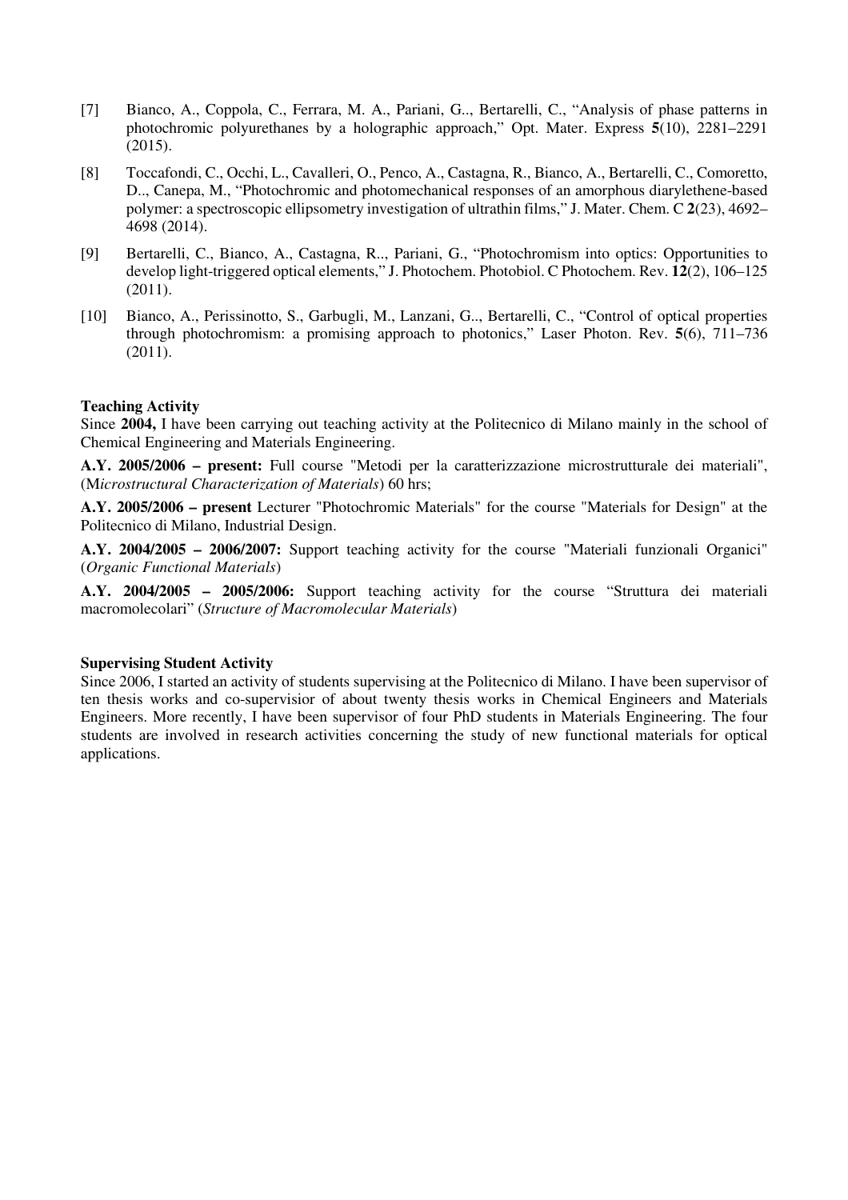[7] Bianco, A., Coppola, C., Ferrara, M. A., Pariani, G.., Bertarelli, C., "Analysis of phase patterns in photochromic polyurethanes by a holographic approach," Opt. Mater. Express **5**(10), 2281–2291 (2015).

[8] Toccafondi, C., Occhi, L., Cavalleri, O., Penco, A., Castagna, R., Bianco, A., Bertarelli, C., Comoretto, D.., Canepa, M., "Photochromic and photomechanical responses of an amorphous diarylethene-based polymer: a spectroscopic ellipsometry investigation of ultrathin films," J. Mater. Chem. C **2**(23), 4692–4698 (2014).

[9] Bertarelli, C., Bianco, A., Castagna, R.., Pariani, G., "Photochromism into optics: Opportunities to develop light-triggered optical elements," J. Photochem. Photobiol. C Photochem. Rev. **12**(2), 106–125 (2011).

[10] Bianco, A., Perissinotto, S., Garbugli, M., Lanzani, G.., Bertarelli, C., "Control of optical properties through photochromism: a promising approach to photonics," Laser Photon. Rev. **5**(6), 711–736 (2011).

**Teaching Activity**

Since **2004,** I have been carrying out teaching activity at the Politecnico di Milano mainly in the school of Chemical Engineering and Materials Engineering.

**A.Y. 2005/2006 – present:** Full course "Metodi per la caratterizzazione microstrutturale dei materiali", (M*icrostructural Characterization of Materials*) 60 hrs;

**A.Y. 2005/2006 – present** Lecturer "Photochromic Materials" for the course "Materials for Design" at the Politecnico di Milano, Industrial Design.

**A.Y. 2004/2005 – 2006/2007:** Support teaching activity for the course "Materiali funzionali Organici" (*Organic Functional Materials*)

**A.Y. 2004/2005 – 2005/2006:** Support teaching activity for the course "Struttura dei materiali macromolecolari" (*Structure of Macromolecular Materials*)

**Supervising Student Activity**

Since 2006, I started an activity of students supervising at the Politecnico di Milano. I have been supervisor of ten thesis works and co-supervisior of about twenty thesis works in Chemical Engineers and Materials Engineers. More recently, I have been supervisor of four PhD students in Materials Engineering. The four students are involved in research activities concerning the study of new functional materials for optical applications.